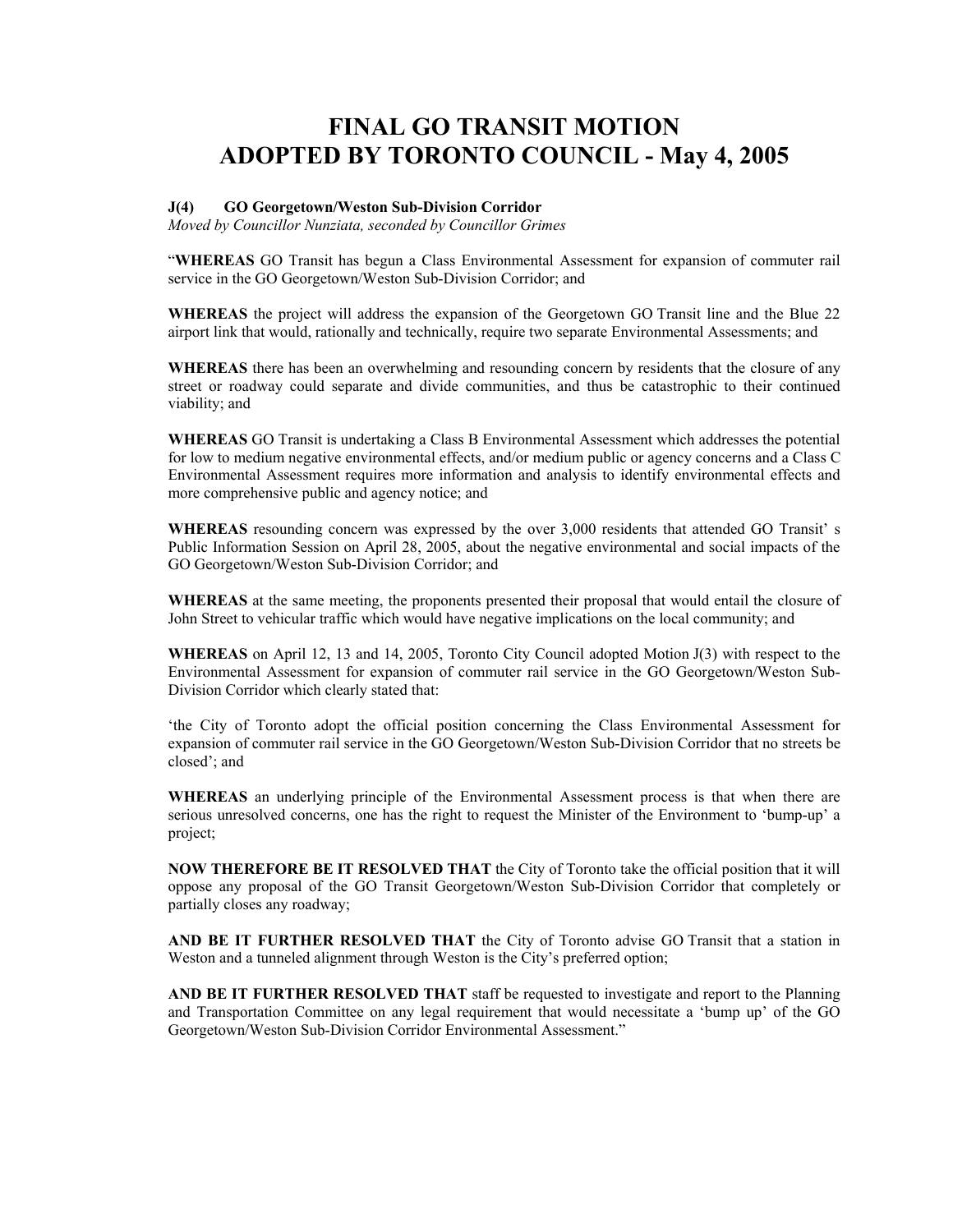# FINAL GO TRANSIT MOTION
# ADOPTED BY TORONTO COUNCIL - May 4, 2005

**J(4) GO Georgetown/Weston Sub-Division Corridor**

*Moved by Councillor Nunziata, seconded by Councillor Grimes*

"**WHEREAS** GO Transit has begun a Class Environmental Assessment for expansion of commuter rail service in the GO Georgetown/Weston Sub-Division Corridor; and

**WHEREAS** the project will address the expansion of the Georgetown GO Transit line and the Blue 22 airport link that would, rationally and technically, require two separate Environmental Assessments; and

**WHEREAS** there has been an overwhelming and resounding concern by residents that the closure of any street or roadway could separate and divide communities, and thus be catastrophic to their continued viability; and

**WHEREAS** GO Transit is undertaking a Class B Environmental Assessment which addresses the potential for low to medium negative environmental effects, and/or medium public or agency concerns and a Class C Environmental Assessment requires more information and analysis to identify environmental effects and more comprehensive public and agency notice; and

**WHEREAS** resounding concern was expressed by the over 3,000 residents that attended GO Transit' s Public Information Session on April 28, 2005, about the negative environmental and social impacts of the GO Georgetown/Weston Sub-Division Corridor; and

**WHEREAS** at the same meeting, the proponents presented their proposal that would entail the closure of John Street to vehicular traffic which would have negative implications on the local community; and

**WHEREAS** on April 12, 13 and 14, 2005, Toronto City Council adopted Motion J(3) with respect to the Environmental Assessment for expansion of commuter rail service in the GO Georgetown/Weston Sub-Division Corridor which clearly stated that:

'the City of Toronto adopt the official position concerning the Class Environmental Assessment for expansion of commuter rail service in the GO Georgetown/Weston Sub-Division Corridor that no streets be closed'; and

**WHEREAS** an underlying principle of the Environmental Assessment process is that when there are serious unresolved concerns, one has the right to request the Minister of the Environment to 'bump-up' a project;

**NOW THEREFORE BE IT RESOLVED THAT** the City of Toronto take the official position that it will oppose any proposal of the GO Transit Georgetown/Weston Sub-Division Corridor that completely or partially closes any roadway;

**AND BE IT FURTHER RESOLVED THAT** the City of Toronto advise GO Transit that a station in Weston and a tunneled alignment through Weston is the City's preferred option;

**AND BE IT FURTHER RESOLVED THAT** staff be requested to investigate and report to the Planning and Transportation Committee on any legal requirement that would necessitate a 'bump up' of the GO Georgetown/Weston Sub-Division Corridor Environmental Assessment."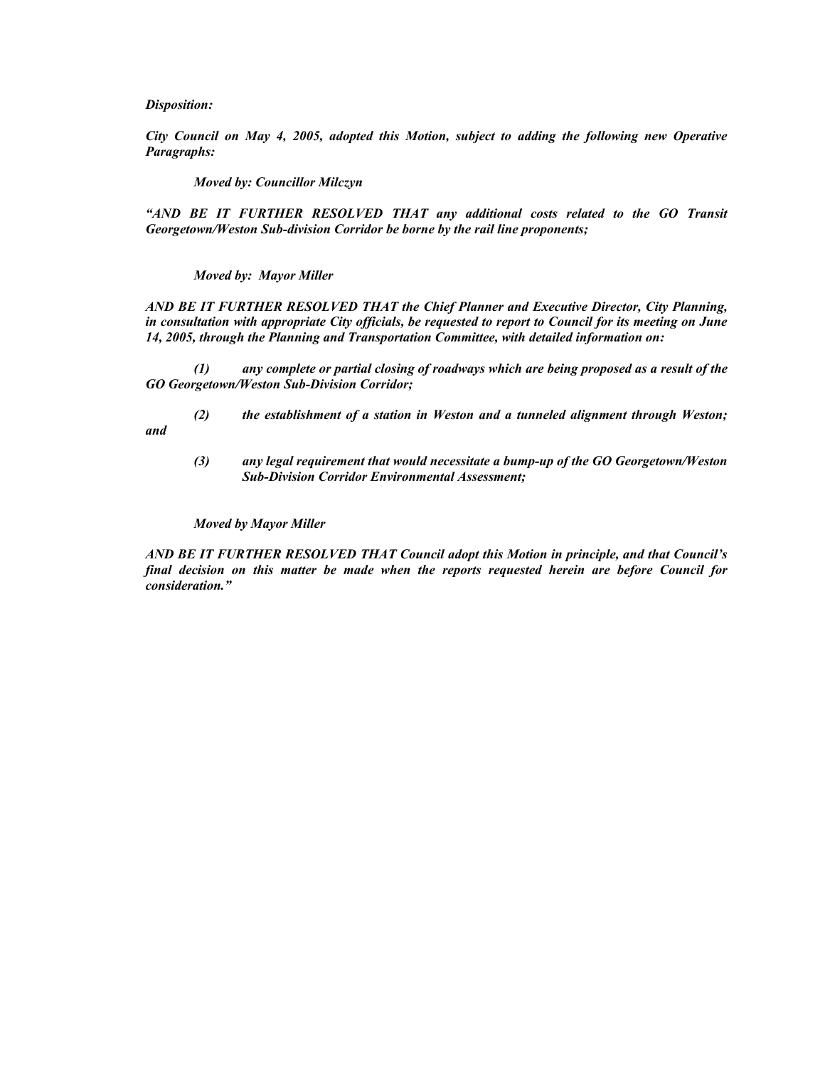***Disposition:***

***City Council on May 4, 2005, adopted this Motion, subject to adding the following new Operative Paragraphs:***

***Moved by: Councillor Milczyn***

***"AND BE IT FURTHER RESOLVED THAT any additional costs related to the GO Transit Georgetown/Weston Sub-division Corridor be borne by the rail line proponents;***

***Moved by: Mayor Miller***

***AND BE IT FURTHER RESOLVED THAT the Chief Planner and Executive Director, City Planning, in consultation with appropriate City officials, be requested to report to Council for its meeting on June 14, 2005, through the Planning and Transportation Committee, with detailed information on:***

***(1) any complete or partial closing of roadways which are being proposed as a result of the GO Georgetown/Weston Sub-Division Corridor;***

***(2) the establishment of a station in Weston and a tunneled alignment through Weston; and***

***(3) any legal requirement that would necessitate a bump-up of the GO Georgetown/Weston Sub-Division Corridor Environmental Assessment;***

***Moved by Mayor Miller***

***AND BE IT FURTHER RESOLVED THAT Council adopt this Motion in principle, and that Council's final decision on this matter be made when the reports requested herein are before Council for consideration."***